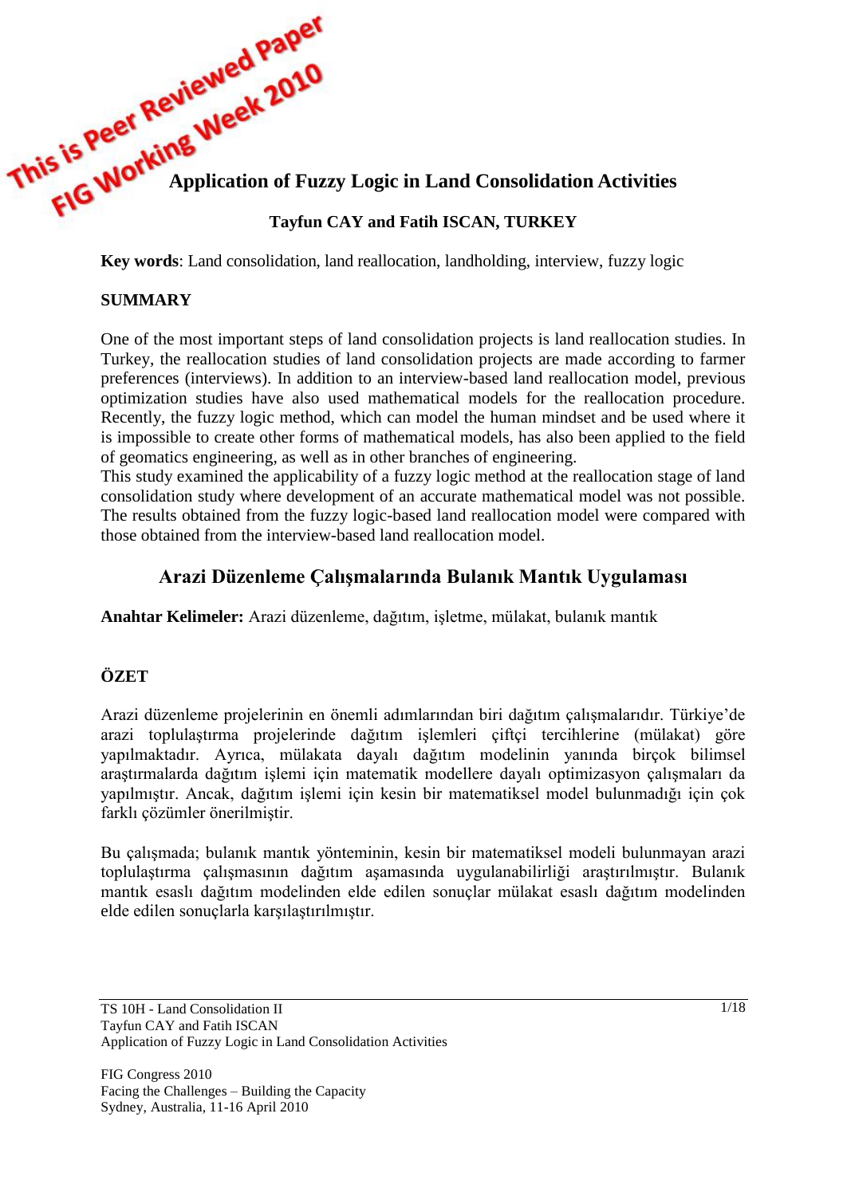This is Peer Reviewed Paper
FIG Working Week 2010

# Application of Fuzzy Logic in Land Consolidation Activities

**Tayfun CAY and Fatih ISCAN, TURKEY**

**Key words**: Land consolidation, land reallocation, landholding, interview, fuzzy logic

## SUMMARY

One of the most important steps of land consolidation projects is land reallocation studies. In Turkey, the reallocation studies of land consolidation projects are made according to farmer preferences (interviews). In addition to an interview-based land reallocation model, previous optimization studies have also used mathematical models for the reallocation procedure. Recently, the fuzzy logic method, which can model the human mindset and be used where it is impossible to create other forms of mathematical models, has also been applied to the field of geomatics engineering, as well as in other branches of engineering.

This study examined the applicability of a fuzzy logic method at the reallocation stage of land consolidation study where development of an accurate mathematical model was not possible. The results obtained from the fuzzy logic-based land reallocation model were compared with those obtained from the interview-based land reallocation model.

# Arazi Düzenleme Çalışmalarında Bulanık Mantık Uygulaması

**Anahtar Kelimeler:** Arazi düzenleme, dağıtım, işletme, mülakat, bulanık mantık

## ÖZET

Arazi düzenleme projelerinin en önemli adımlarından biri dağıtım çalışmalarıdır. Türkiye'de arazi toplulaştırma projelerinde dağıtım işlemleri çiftçi tercihlerine (mülakat) göre yapılmaktadır. Ayrıca, mülakata dayalı dağıtım modelinin yanında birçok bilimsel araştırmalarda dağıtım işlemi için matematik modellere dayalı optimizasyon çalışmaları da yapılmıştır. Ancak, dağıtım işlemi için kesin bir matematiksel model bulunmadığı için çok farklı çözümler önerilmiştir.

Bu çalışmada; bulanık mantık yönteminin, kesin bir matematiksel modeli bulunmayan arazi toplulaştırma çalışmasının dağıtım aşamasında uygulanabilirliği araştırılmıştır. Bulanık mantık esaslı dağıtım modelinden elde edilen sonuçlar mülakat esaslı dağıtım modelinden elde edilen sonuçlarla karşılaştırılmıştır.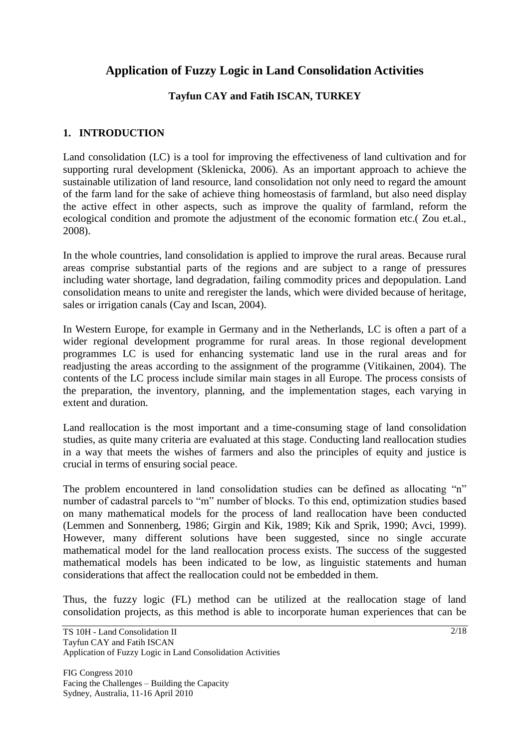# Application of Fuzzy Logic in Land Consolidation Activities

**Tayfun CAY and Fatih ISCAN, TURKEY**

## 1. INTRODUCTION

Land consolidation (LC) is a tool for improving the effectiveness of land cultivation and for supporting rural development (Sklenicka, 2006). As an important approach to achieve the sustainable utilization of land resource, land consolidation not only need to regard the amount of the farm land for the sake of achieve thing homeostasis of farmland, but also need display the active effect in other aspects, such as improve the quality of farmland, reform the ecological condition and promote the adjustment of the economic formation etc.( Zou et.al., 2008).

In the whole countries, land consolidation is applied to improve the rural areas. Because rural areas comprise substantial parts of the regions and are subject to a range of pressures including water shortage, land degradation, failing commodity prices and depopulation. Land consolidation means to unite and reregister the lands, which were divided because of heritage, sales or irrigation canals (Cay and Iscan, 2004).

In Western Europe, for example in Germany and in the Netherlands, LC is often a part of a wider regional development programme for rural areas. In those regional development programmes LC is used for enhancing systematic land use in the rural areas and for readjusting the areas according to the assignment of the programme (Vitikainen, 2004). The contents of the LC process include similar main stages in all Europe. The process consists of the preparation, the inventory, planning, and the implementation stages, each varying in extent and duration.

Land reallocation is the most important and a time-consuming stage of land consolidation studies, as quite many criteria are evaluated at this stage. Conducting land reallocation studies in a way that meets the wishes of farmers and also the principles of equity and justice is crucial in terms of ensuring social peace.

The problem encountered in land consolidation studies can be defined as allocating "n" number of cadastral parcels to "m" number of blocks. To this end, optimization studies based on many mathematical models for the process of land reallocation have been conducted (Lemmen and Sonnenberg, 1986; Girgin and Kik, 1989; Kik and Sprik, 1990; Avci, 1999). However, many different solutions have been suggested, since no single accurate mathematical model for the land reallocation process exists. The success of the suggested mathematical models has been indicated to be low, as linguistic statements and human considerations that affect the reallocation could not be embedded in them.

Thus, the fuzzy logic (FL) method can be utilized at the reallocation stage of land consolidation projects, as this method is able to incorporate human experiences that can be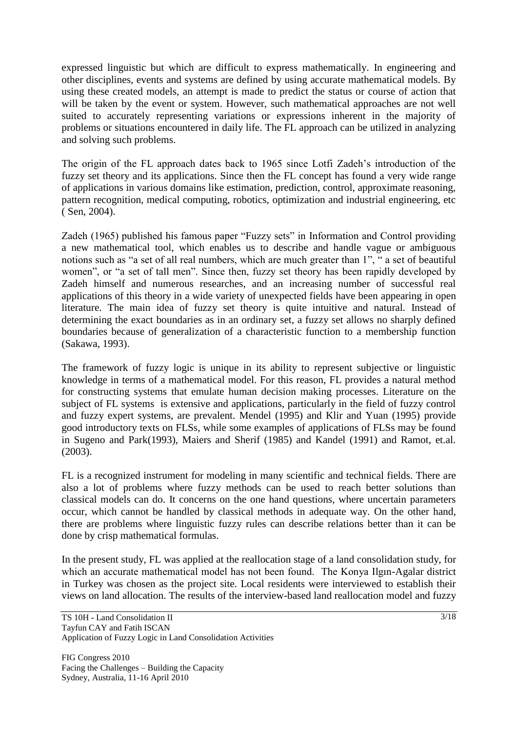expressed linguistic but which are difficult to express mathematically. In engineering and other disciplines, events and systems are defined by using accurate mathematical models. By using these created models, an attempt is made to predict the status or course of action that will be taken by the event or system. However, such mathematical approaches are not well suited to accurately representing variations or expressions inherent in the majority of problems or situations encountered in daily life. The FL approach can be utilized in analyzing and solving such problems.

The origin of the FL approach dates back to 1965 since Lotfi Zadeh's introduction of the fuzzy set theory and its applications. Since then the FL concept has found a very wide range of applications in various domains like estimation, prediction, control, approximate reasoning, pattern recognition, medical computing, robotics, optimization and industrial engineering, etc ( Sen, 2004).

Zadeh (1965) published his famous paper "Fuzzy sets" in Information and Control providing a new mathematical tool, which enables us to describe and handle vague or ambiguous notions such as "a set of all real numbers, which are much greater than 1", " a set of beautiful women", or "a set of tall men". Since then, fuzzy set theory has been rapidly developed by Zadeh himself and numerous researches, and an increasing number of successful real applications of this theory in a wide variety of unexpected fields have been appearing in open literature. The main idea of fuzzy set theory is quite intuitive and natural. Instead of determining the exact boundaries as in an ordinary set, a fuzzy set allows no sharply defined boundaries because of generalization of a characteristic function to a membership function (Sakawa, 1993).

The framework of fuzzy logic is unique in its ability to represent subjective or linguistic knowledge in terms of a mathematical model. For this reason, FL provides a natural method for constructing systems that emulate human decision making processes. Literature on the subject of FL systems is extensive and applications, particularly in the field of fuzzy control and fuzzy expert systems, are prevalent. Mendel (1995) and Klir and Yuan (1995) provide good introductory texts on FLSs, while some examples of applications of FLSs may be found in Sugeno and Park(1993), Maiers and Sherif (1985) and Kandel (1991) and Ramot, et.al. (2003).

FL is a recognized instrument for modeling in many scientific and technical fields. There are also a lot of problems where fuzzy methods can be used to reach better solutions than classical models can do. It concerns on the one hand questions, where uncertain parameters occur, which cannot be handled by classical methods in adequate way. On the other hand, there are problems where linguistic fuzzy rules can describe relations better than it can be done by crisp mathematical formulas.

In the present study, FL was applied at the reallocation stage of a land consolidation study, for which an accurate mathematical model has not been found. The Konya Ilgın-Agalar district in Turkey was chosen as the project site. Local residents were interviewed to establish their views on land allocation. The results of the interview-based land reallocation model and fuzzy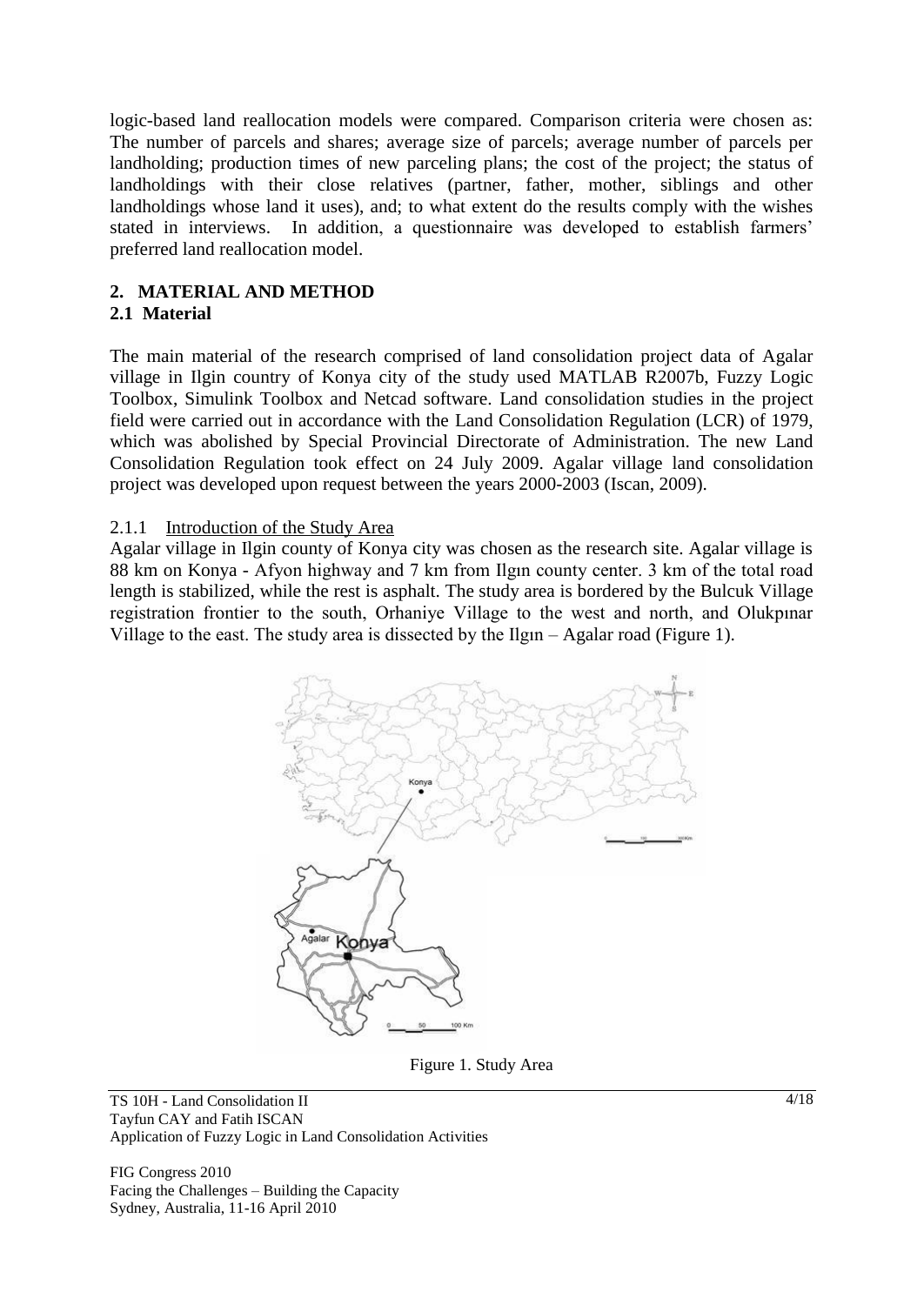logic-based land reallocation models were compared. Comparison criteria were chosen as: The number of parcels and shares; average size of parcels; average number of parcels per landholding; production times of new parceling plans; the cost of the project; the status of landholdings with their close relatives (partner, father, mother, siblings and other landholdings whose land it uses), and; to what extent do the results comply with the wishes stated in interviews. In addition, a questionnaire was developed to establish farmers' preferred land reallocation model.

## 2. MATERIAL AND METHOD

### 2.1 Material

The main material of the research comprised of land consolidation project data of Agalar village in Ilgin country of Konya city of the study used MATLAB R2007b, Fuzzy Logic Toolbox, Simulink Toolbox and Netcad software. Land consolidation studies in the project field were carried out in accordance with the Land Consolidation Regulation (LCR) of 1979, which was abolished by Special Provincial Directorate of Administration. The new Land Consolidation Regulation took effect on 24 July 2009. Agalar village land consolidation project was developed upon request between the years 2000-2003 (Iscan, 2009).

#### 2.1.1 Introduction of the Study Area

Agalar village in Ilgin county of Konya city was chosen as the research site. Agalar village is 88 km on Konya - Afyon highway and 7 km from Ilgın county center. 3 km of the total road length is stabilized, while the rest is asphalt. The study area is bordered by the Bulcuk Village registration frontier to the south, Orhaniye Village to the west and north, and Olukpınar Village to the east. The study area is dissected by the Ilgın – Agalar road (Figure 1).

Figure 1. Study Area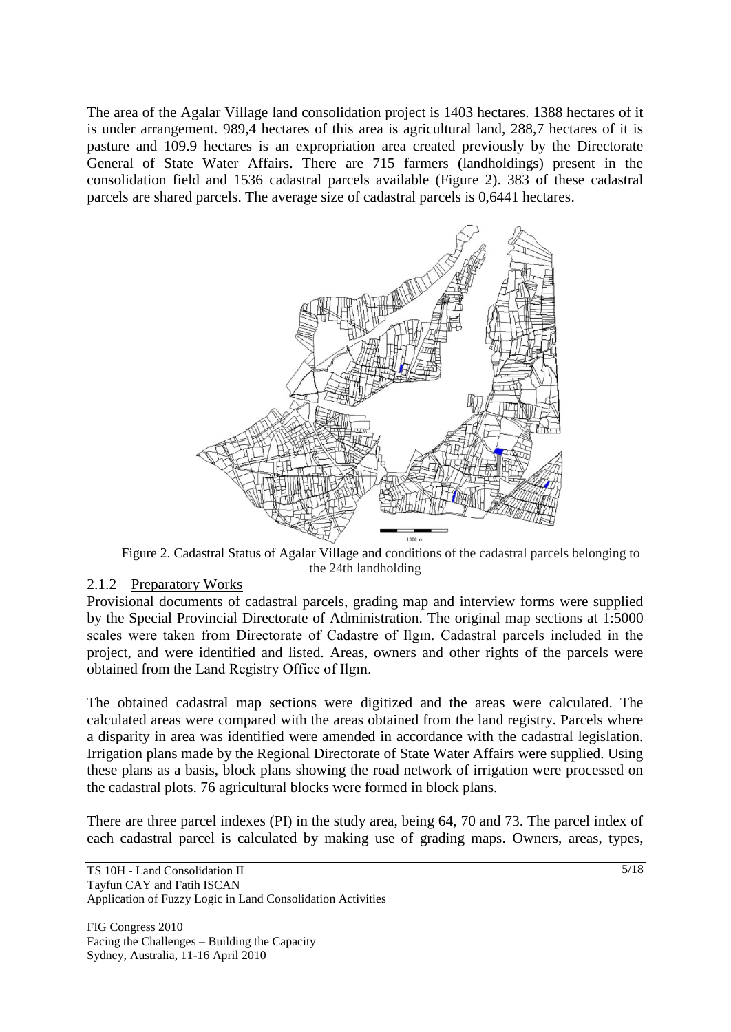The area of the Agalar Village land consolidation project is 1403 hectares. 1388 hectares of it is under arrangement. 989,4 hectares of this area is agricultural land, 288,7 hectares of it is pasture and 109.9 hectares is an expropriation area created previously by the Directorate General of State Water Affairs. There are 715 farmers (landholdings) present in the consolidation field and 1536 cadastral parcels available (Figure 2). 383 of these cadastral parcels are shared parcels. The average size of cadastral parcels is 0,6441 hectares.

Figure 2. Cadastral Status of Agalar Village and conditions of the cadastral parcels belonging to the 24th landholding

### 2.1.2 Preparatory Works

Provisional documents of cadastral parcels, grading map and interview forms were supplied by the Special Provincial Directorate of Administration. The original map sections at 1:5000 scales were taken from Directorate of Cadastre of Ilgın. Cadastral parcels included in the project, and were identified and listed. Areas, owners and other rights of the parcels were obtained from the Land Registry Office of Ilgın.

The obtained cadastral map sections were digitized and the areas were calculated. The calculated areas were compared with the areas obtained from the land registry. Parcels where a disparity in area was identified were amended in accordance with the cadastral legislation. Irrigation plans made by the Regional Directorate of State Water Affairs were supplied. Using these plans as a basis, block plans showing the road network of irrigation were processed on the cadastral plots. 76 agricultural blocks were formed in block plans.

There are three parcel indexes (PI) in the study area, being 64, 70 and 73. The parcel index of each cadastral parcel is calculated by making use of grading maps. Owners, areas, types,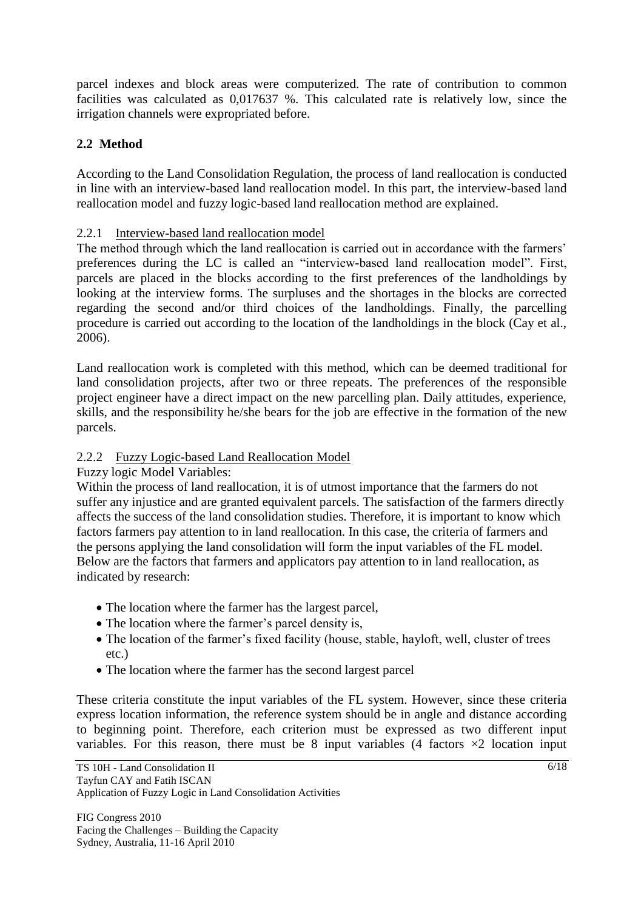parcel indexes and block areas were computerized. The rate of contribution to common facilities was calculated as 0,017637 %. This calculated rate is relatively low, since the irrigation channels were expropriated before.

## 2.2 Method

According to the Land Consolidation Regulation, the process of land reallocation is conducted in line with an interview-based land reallocation model. In this part, the interview-based land reallocation model and fuzzy logic-based land reallocation method are explained.

### 2.2.1 Interview-based land reallocation model

The method through which the land reallocation is carried out in accordance with the farmers' preferences during the LC is called an "interview-based land reallocation model". First, parcels are placed in the blocks according to the first preferences of the landholdings by looking at the interview forms. The surpluses and the shortages in the blocks are corrected regarding the second and/or third choices of the landholdings. Finally, the parcelling procedure is carried out according to the location of the landholdings in the block (Cay et al., 2006).

Land reallocation work is completed with this method, which can be deemed traditional for land consolidation projects, after two or three repeats. The preferences of the responsible project engineer have a direct impact on the new parcelling plan. Daily attitudes, experience, skills, and the responsibility he/she bears for the job are effective in the formation of the new parcels.

### 2.2.2 Fuzzy Logic-based Land Reallocation Model

Fuzzy logic Model Variables:

Within the process of land reallocation, it is of utmost importance that the farmers do not suffer any injustice and are granted equivalent parcels. The satisfaction of the farmers directly affects the success of the land consolidation studies. Therefore, it is important to know which factors farmers pay attention to in land reallocation. In this case, the criteria of farmers and the persons applying the land consolidation will form the input variables of the FL model. Below are the factors that farmers and applicators pay attention to in land reallocation, as indicated by research:

- The location where the farmer has the largest parcel,
- The location where the farmer's parcel density is,
- The location of the farmer's fixed facility (house, stable, hayloft, well, cluster of trees etc.)
- The location where the farmer has the second largest parcel

These criteria constitute the input variables of the FL system. However, since these criteria express location information, the reference system should be in angle and distance according to beginning point. Therefore, each criterion must be expressed as two different input variables. For this reason, there must be 8 input variables (4 factors ×2 location input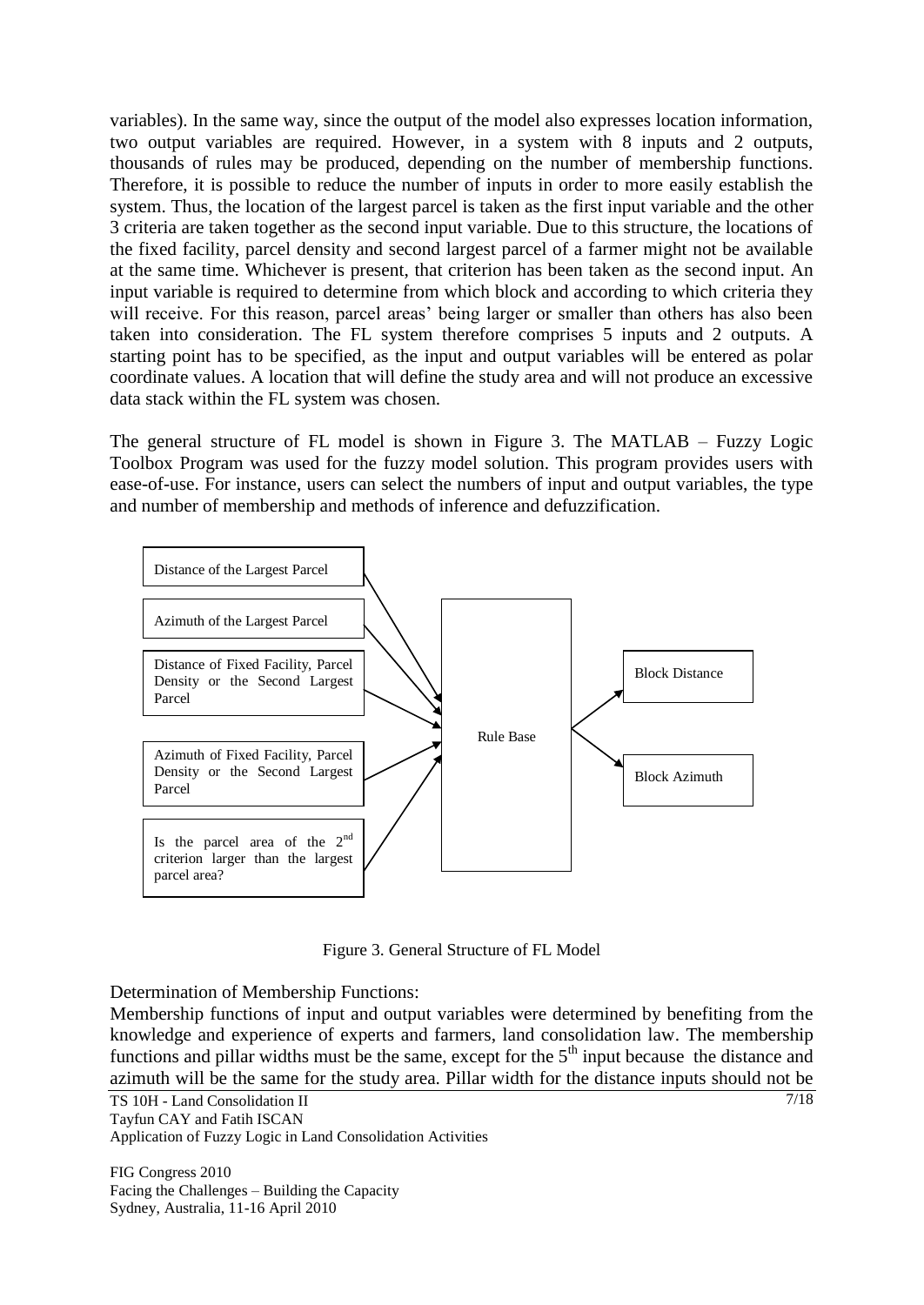variables). In the same way, since the output of the model also expresses location information, two output variables are required. However, in a system with 8 inputs and 2 outputs, thousands of rules may be produced, depending on the number of membership functions. Therefore, it is possible to reduce the number of inputs in order to more easily establish the system. Thus, the location of the largest parcel is taken as the first input variable and the other 3 criteria are taken together as the second input variable. Due to this structure, the locations of the fixed facility, parcel density and second largest parcel of a farmer might not be available at the same time. Whichever is present, that criterion has been taken as the second input. An input variable is required to determine from which block and according to which criteria they will receive. For this reason, parcel areas' being larger or smaller than others has also been taken into consideration. The FL system therefore comprises 5 inputs and 2 outputs. A starting point has to be specified, as the input and output variables will be entered as polar coordinate values. A location that will define the study area and will not produce an excessive data stack within the FL system was chosen.

The general structure of FL model is shown in Figure 3. The MATLAB – Fuzzy Logic Toolbox Program was used for the fuzzy model solution. This program provides users with ease-of-use. For instance, users can select the numbers of input and output variables, the type and number of membership and methods of inference and defuzzification.

Distance of the Largest Parcel

Azimuth of the Largest Parcel

Distance of Fixed Facility, Parcel Density or the Second Largest Parcel

Azimuth of Fixed Facility, Parcel Density or the Second Largest Parcel

Is the parcel area of the 2nd criterion larger than the largest parcel area?

Rule Base

Block Distance

Block Azimuth

Figure 3. General Structure of FL Model

Determination of Membership Functions:

Membership functions of input and output variables were determined by benefiting from the knowledge and experience of experts and farmers, land consolidation law. The membership functions and pillar widths must be the same, except for the 5th input because the distance and azimuth will be the same for the study area. Pillar width for the distance inputs should not be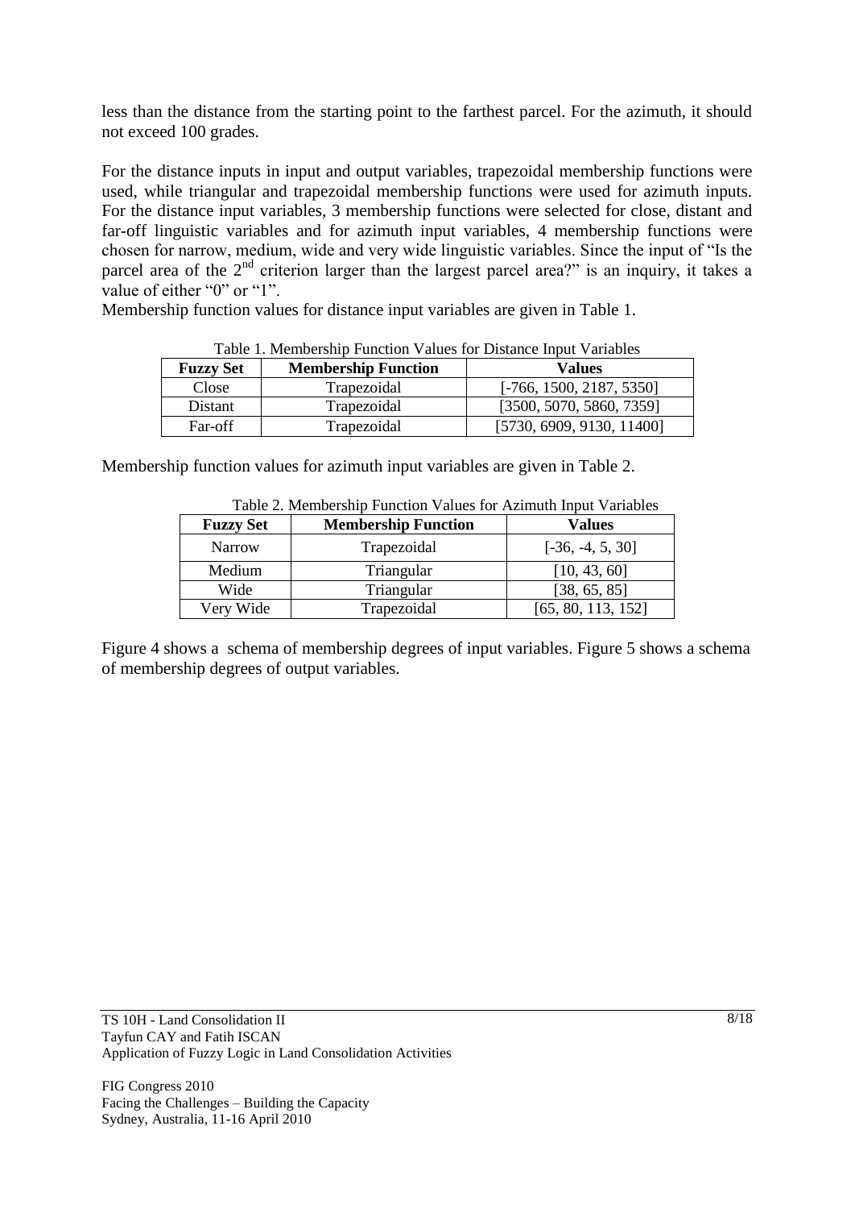less than the distance from the starting point to the farthest parcel. For the azimuth, it should not exceed 100 grades.

For the distance inputs in input and output variables, trapezoidal membership functions were used, while triangular and trapezoidal membership functions were used for azimuth inputs. For the distance input variables, 3 membership functions were selected for close, distant and far-off linguistic variables and for azimuth input variables, 4 membership functions were chosen for narrow, medium, wide and very wide linguistic variables. Since the input of "Is the parcel area of the 2nd criterion larger than the largest parcel area?" is an inquiry, it takes a value of either "0" or "1".

Membership function values for distance input variables are given in Table 1.

Table 1. Membership Function Values for Distance Input Variables

| Fuzzy Set | Membership Function | Values |
|---|---|---|
| Close | Trapezoidal | [-766, 1500, 2187, 5350] |
| Distant | Trapezoidal | [3500, 5070, 5860, 7359] |
| Far-off | Trapezoidal | [5730, 6909, 9130, 11400] |

Membership function values for azimuth input variables are given in Table 2.

Table 2. Membership Function Values for Azimuth Input Variables

| Fuzzy Set | Membership Function | Values |
|---|---|---|
| Narrow | Trapezoidal | [-36, -4, 5, 30] |
| Medium | Triangular | [10, 43, 60] |
| Wide | Triangular | [38, 65, 85] |
| Very Wide | Trapezoidal | [65, 80, 113, 152] |

Figure 4 shows a schema of membership degrees of input variables. Figure 5 shows a schema of membership degrees of output variables.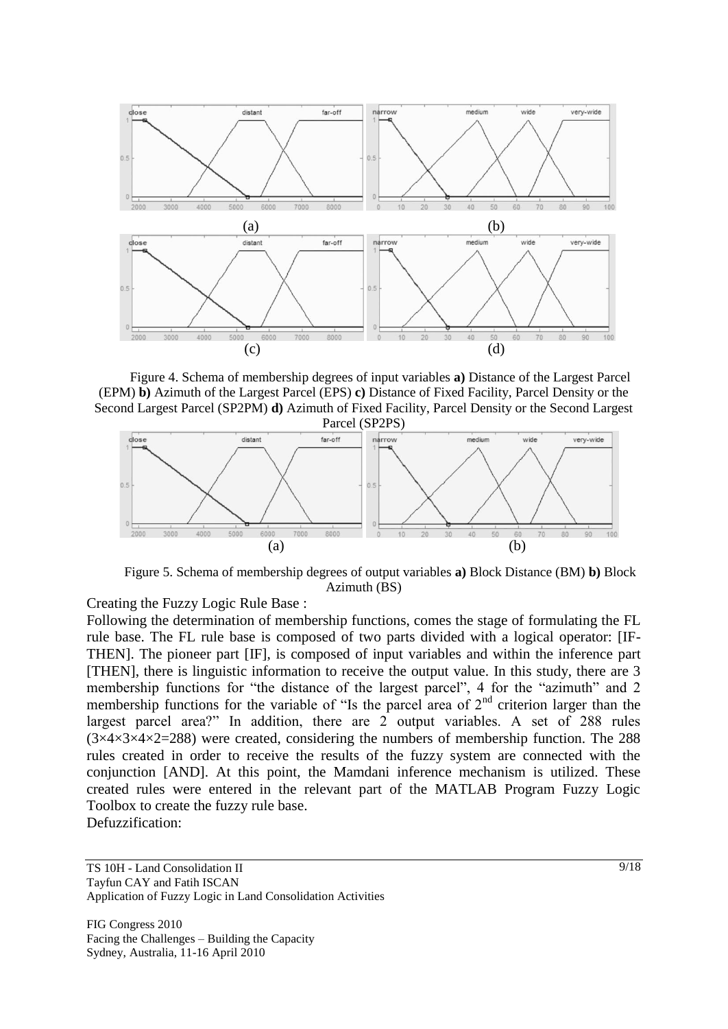Figure 4. Schema of membership degrees of input variables **a)** Distance of the Largest Parcel (EPM) **b)** Azimuth of the Largest Parcel (EPS) **c)** Distance of Fixed Facility, Parcel Density or the Second Largest Parcel (SP2PM) **d)** Azimuth of Fixed Facility, Parcel Density or the Second Largest Parcel (SP2PS)

Figure 5. Schema of membership degrees of output variables **a)** Block Distance (BM) **b)** Block Azimuth (BS)

Creating the Fuzzy Logic Rule Base :

Following the determination of membership functions, comes the stage of formulating the FL rule base. The FL rule base is composed of two parts divided with a logical operator: [IF-THEN]. The pioneer part [IF], is composed of input variables and within the inference part [THEN], there is linguistic information to receive the output value. In this study, there are 3 membership functions for "the distance of the largest parcel", 4 for the "azimuth" and 2 membership functions for the variable of "Is the parcel area of $2^{nd}$ criterion larger than the largest parcel area?" In addition, there are 2 output variables. A set of 288 rules ($3\times4\times3\times4\times2=288$) were created, considering the numbers of membership function. The 288 rules created in order to receive the results of the fuzzy system are connected with the conjunction [AND]. At this point, the Mamdani inference mechanism is utilized. These created rules were entered in the relevant part of the MATLAB Program Fuzzy Logic Toolbox to create the fuzzy rule base.

Defuzzification: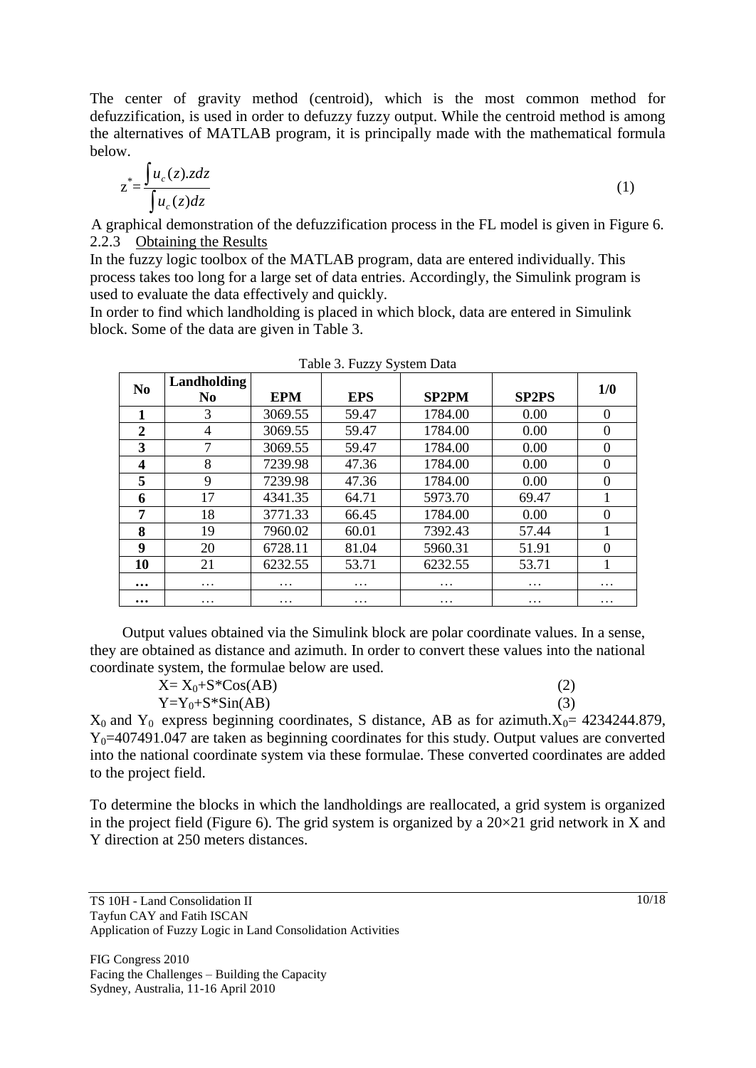The center of gravity method (centroid), which is the most common method for defuzzification, is used in order to defuzzy fuzzy output. While the centroid method is among the alternatives of MATLAB program, it is principally made with the mathematical formula below.

$$z^* = \frac{\int u_c(z).z dz}{\int u_c(z) dz} \tag{1}$$

A graphical demonstration of the defuzzification process in the FL model is given in Figure 6.

### 2.2.3 Obtaining the Results

In the fuzzy logic toolbox of the MATLAB program, data are entered individually. This process takes too long for a large set of data entries. Accordingly, the Simulink program is used to evaluate the data effectively and quickly.

In order to find which landholding is placed in which block, data are entered in Simulink block. Some of the data are given in Table 3.

Table 3. Fuzzy System Data

| No | Landholding No | EPM | EPS | SP2PM | SP2PS | 1/0 |
|---|---|---|---|---|---|---|
| **1** | 3 | 3069.55 | 59.47 | 1784.00 | 0.00 | 0 |
| **2** | 4 | 3069.55 | 59.47 | 1784.00 | 0.00 | 0 |
| **3** | 7 | 3069.55 | 59.47 | 1784.00 | 0.00 | 0 |
| **4** | 8 | 7239.98 | 47.36 | 1784.00 | 0.00 | 0 |
| **5** | 9 | 7239.98 | 47.36 | 1784.00 | 0.00 | 0 |
| **6** | 17 | 4341.35 | 64.71 | 5973.70 | 69.47 | 1 |
| **7** | 18 | 3771.33 | 66.45 | 1784.00 | 0.00 | 0 |
| **8** | 19 | 7960.02 | 60.01 | 7392.43 | 57.44 | 1 |
| **9** | 20 | 6728.11 | 81.04 | 5960.31 | 51.91 | 0 |
| **10** | 21 | 6232.55 | 53.71 | 6232.55 | 53.71 | 1 |
| **…** | … | … | … | … | … | … |
| **…** | … | … | … | … | … | … |

Output values obtained via the Simulink block are polar coordinate values. In a sense, they are obtained as distance and azimuth. In order to convert these values into the national coordinate system, the formulae below are used.

$$X = X_0 + S*Cos(AB) \tag{2}$$

$$Y = Y_0 + S*Sin(AB) \tag{3}$$

$X_0$ and $Y_0$ express beginning coordinates, S distance, AB as for azimuth. $X_0$= 4234244.879, $Y_0$=407491.047 are taken as beginning coordinates for this study. Output values are converted into the national coordinate system via these formulae. These converted coordinates are added to the project field.

To determine the blocks in which the landholdings are reallocated, a grid system is organized in the project field (Figure 6). The grid system is organized by a 20×21 grid network in X and Y direction at 250 meters distances.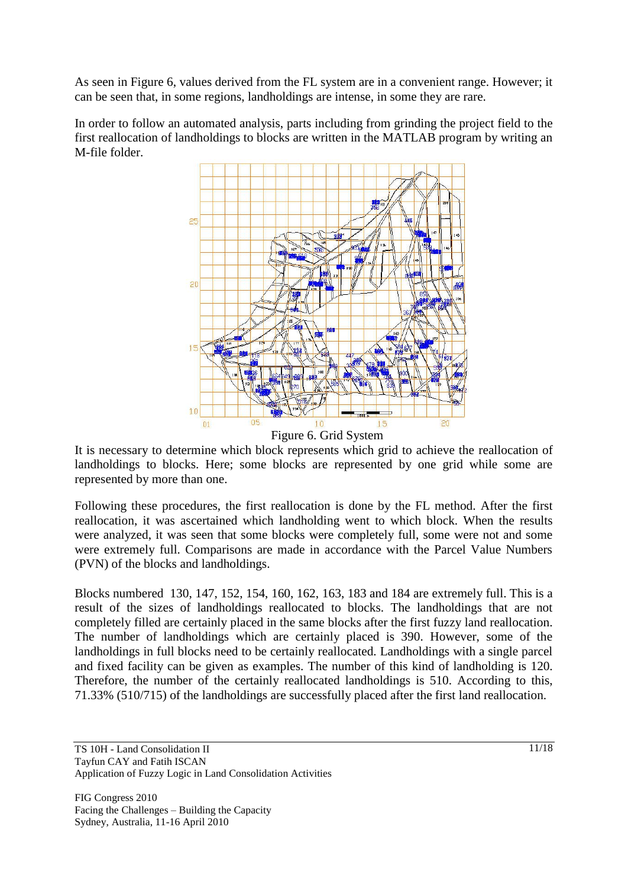As seen in Figure 6, values derived from the FL system are in a convenient range. However; it can be seen that, in some regions, landholdings are intense, in some they are rare.

In order to follow an automated analysis, parts including from grinding the project field to the first reallocation of landholdings to blocks are written in the MATLAB program by writing an M-file folder.

Figure 6. Grid System

It is necessary to determine which block represents which grid to achieve the reallocation of landholdings to blocks. Here; some blocks are represented by one grid while some are represented by more than one.

Following these procedures, the first reallocation is done by the FL method. After the first reallocation, it was ascertained which landholding went to which block. When the results were analyzed, it was seen that some blocks were completely full, some were not and some were extremely full. Comparisons are made in accordance with the Parcel Value Numbers (PVN) of the blocks and landholdings.

Blocks numbered 130, 147, 152, 154, 160, 162, 163, 183 and 184 are extremely full. This is a result of the sizes of landholdings reallocated to blocks. The landholdings that are not completely filled are certainly placed in the same blocks after the first fuzzy land reallocation. The number of landholdings which are certainly placed is 390. However, some of the landholdings in full blocks need to be certainly reallocated. Landholdings with a single parcel and fixed facility can be given as examples. The number of this kind of landholding is 120. Therefore, the number of the certainly reallocated landholdings is 510. According to this, 71.33% (510/715) of the landholdings are successfully placed after the first land reallocation.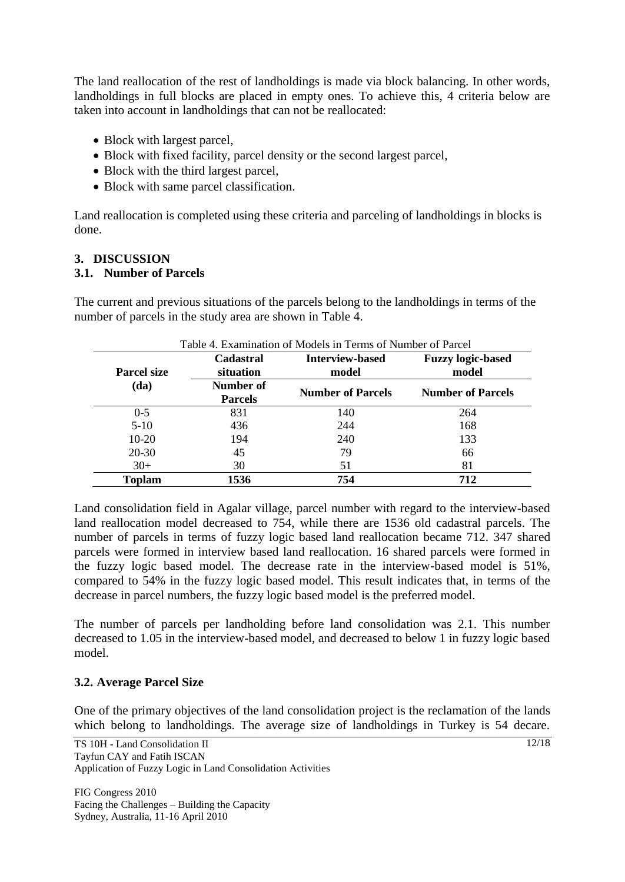The land reallocation of the rest of landholdings is made via block balancing. In other words, landholdings in full blocks are placed in empty ones. To achieve this, 4 criteria below are taken into account in landholdings that can not be reallocated:

- Block with largest parcel,
- Block with fixed facility, parcel density or the second largest parcel,
- Block with the third largest parcel,
- Block with same parcel classification.

Land reallocation is completed using these criteria and parceling of landholdings in blocks is done.

## 3. DISCUSSION

### 3.1. Number of Parcels

The current and previous situations of the parcels belong to the landholdings in terms of the number of parcels in the study area are shown in Table 4.

Table 4. Examination of Models in Terms of Number of Parcel

| Parcel size (da) | Cadastral situation | Interview-based model | Fuzzy logic-based model |
|---|---|---|---|
| | Number of Parcels | Number of Parcels | Number of Parcels |
| 0-5 | 831 | 140 | 264 |
| 5-10 | 436 | 244 | 168 |
| 10-20 | 194 | 240 | 133 |
| 20-30 | 45 | 79 | 66 |
| 30+ | 30 | 51 | 81 |
| **Toplam** | **1536** | **754** | **712** |

Land consolidation field in Agalar village, parcel number with regard to the interview-based land reallocation model decreased to 754, while there are 1536 old cadastral parcels. The number of parcels in terms of fuzzy logic based land reallocation became 712. 347 shared parcels were formed in interview based land reallocation. 16 shared parcels were formed in the fuzzy logic based model. The decrease rate in the interview-based model is 51%, compared to 54% in the fuzzy logic based model. This result indicates that, in terms of the decrease in parcel numbers, the fuzzy logic based model is the preferred model.

The number of parcels per landholding before land consolidation was 2.1. This number decreased to 1.05 in the interview-based model, and decreased to below 1 in fuzzy logic based model.

### 3.2. Average Parcel Size

One of the primary objectives of the land consolidation project is the reclamation of the lands which belong to landholdings. The average size of landholdings in Turkey is 54 decare.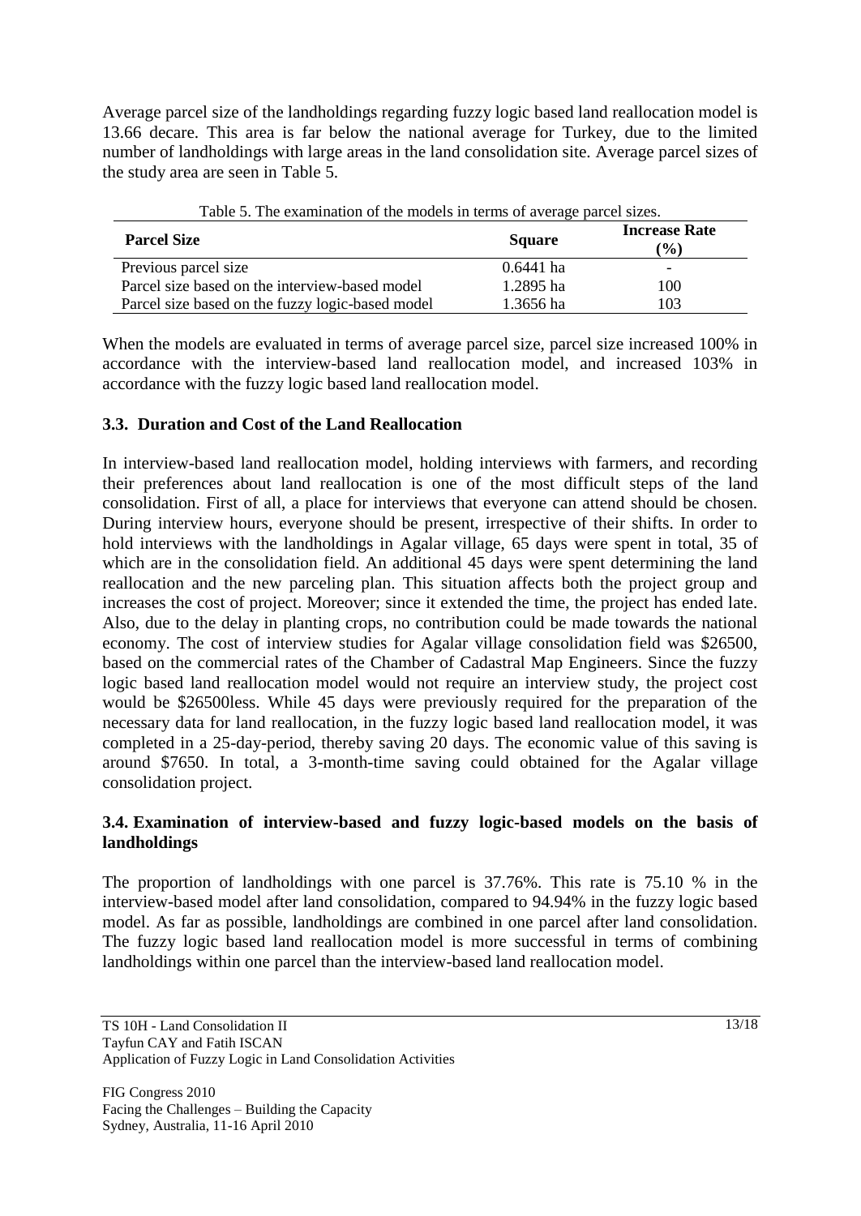Average parcel size of the landholdings regarding fuzzy logic based land reallocation model is 13.66 decare. This area is far below the national average for Turkey, due to the limited number of landholdings with large areas in the land consolidation site. Average parcel sizes of the study area are seen in Table 5.

Table 5. The examination of the models in terms of average parcel sizes.

| Parcel Size | Square | Increase Rate (%) |
|---|---|---|
| Previous parcel size | 0.6441 ha | - |
| Parcel size based on the interview-based model | 1.2895 ha | 100 |
| Parcel size based on the fuzzy logic-based model | 1.3656 ha | 103 |

When the models are evaluated in terms of average parcel size, parcel size increased 100% in accordance with the interview-based land reallocation model, and increased 103% in accordance with the fuzzy logic based land reallocation model.

### 3.3. Duration and Cost of the Land Reallocation

In interview-based land reallocation model, holding interviews with farmers, and recording their preferences about land reallocation is one of the most difficult steps of the land consolidation. First of all, a place for interviews that everyone can attend should be chosen. During interview hours, everyone should be present, irrespective of their shifts. In order to hold interviews with the landholdings in Agalar village, 65 days were spent in total, 35 of which are in the consolidation field. An additional 45 days were spent determining the land reallocation and the new parceling plan. This situation affects both the project group and increases the cost of project. Moreover; since it extended the time, the project has ended late. Also, due to the delay in planting crops, no contribution could be made towards the national economy. The cost of interview studies for Agalar village consolidation field was $26500, based on the commercial rates of the Chamber of Cadastral Map Engineers. Since the fuzzy logic based land reallocation model would not require an interview study, the project cost would be $26500less. While 45 days were previously required for the preparation of the necessary data for land reallocation, in the fuzzy logic based land reallocation model, it was completed in a 25-day-period, thereby saving 20 days. The economic value of this saving is around $7650. In total, a 3-month-time saving could obtained for the Agalar village consolidation project.

### 3.4. Examination of interview-based and fuzzy logic-based models on the basis of landholdings

The proportion of landholdings with one parcel is 37.76%. This rate is 75.10 % in the interview-based model after land consolidation, compared to 94.94% in the fuzzy logic based model. As far as possible, landholdings are combined in one parcel after land consolidation. The fuzzy logic based land reallocation model is more successful in terms of combining landholdings within one parcel than the interview-based land reallocation model.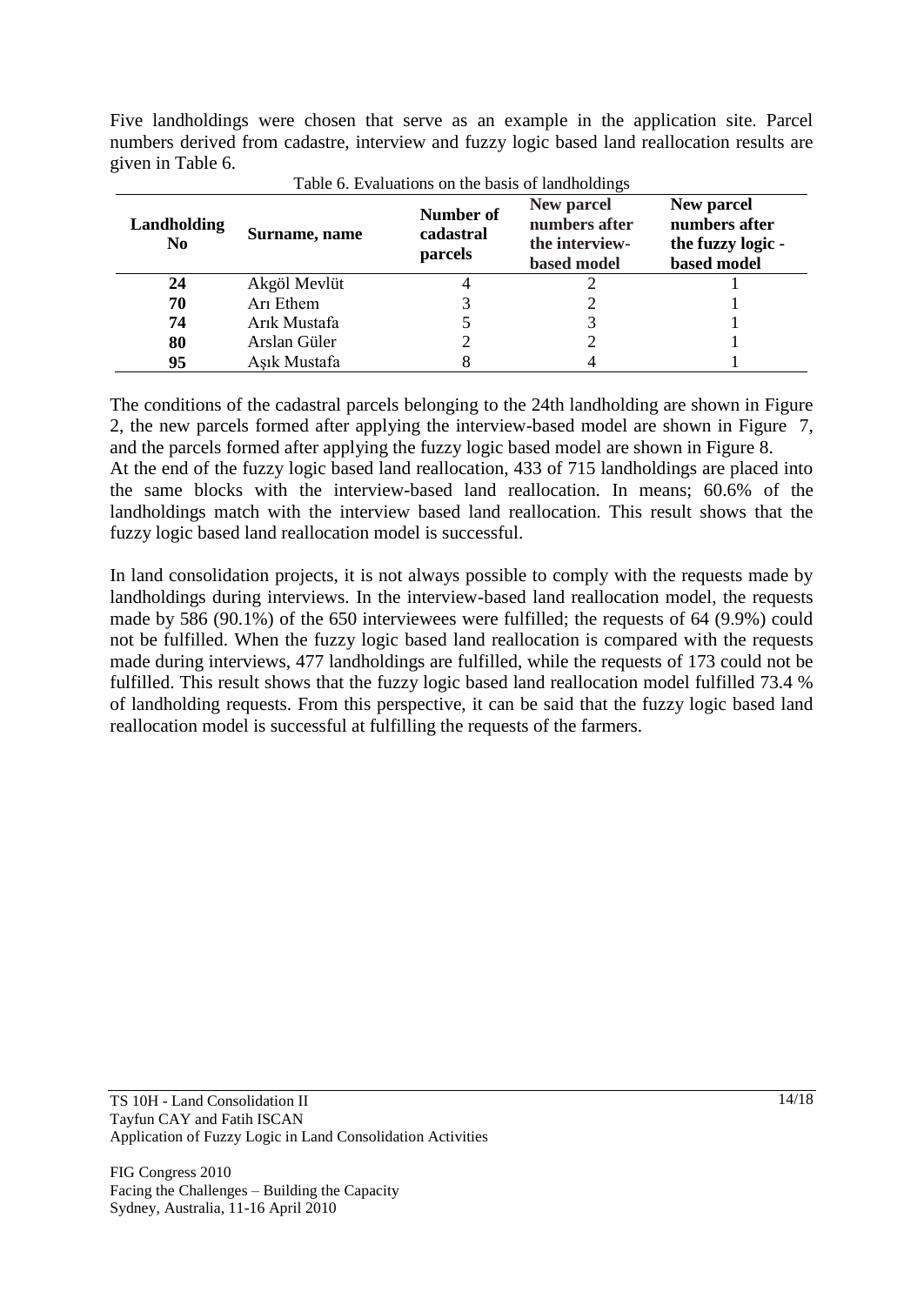Five landholdings were chosen that serve as an example in the application site. Parcel numbers derived from cadastre, interview and fuzzy logic based land reallocation results are given in Table 6.

Table 6. Evaluations on the basis of landholdings

| Landholding No | Surname, name | Number of cadastral parcels | New parcel numbers after the interview-based model | New parcel numbers after the fuzzy logic - based model |
|---|---|---|---|---|
| **24** | Akgöl Mevlüt | 4 | 2 | 1 |
| **70** | Arı Ethem | 3 | 2 | 1 |
| **74** | Arık Mustafa | 5 | 3 | 1 |
| **80** | Arslan Güler | 2 | 2 | 1 |
| **95** | Aşık Mustafa | 8 | 4 | 1 |

The conditions of the cadastral parcels belonging to the 24th landholding are shown in Figure 2, the new parcels formed after applying the interview-based model are shown in Figure 7, and the parcels formed after applying the fuzzy logic based model are shown in Figure 8.
At the end of the fuzzy logic based land reallocation, 433 of 715 landholdings are placed into the same blocks with the interview-based land reallocation. In means; 60.6% of the landholdings match with the interview based land reallocation. This result shows that the fuzzy logic based land reallocation model is successful.

In land consolidation projects, it is not always possible to comply with the requests made by landholdings during interviews. In the interview-based land reallocation model, the requests made by 586 (90.1%) of the 650 interviewees were fulfilled; the requests of 64 (9.9%) could not be fulfilled. When the fuzzy logic based land reallocation is compared with the requests made during interviews, 477 landholdings are fulfilled, while the requests of 173 could not be fulfilled. This result shows that the fuzzy logic based land reallocation model fulfilled 73.4 % of landholding requests. From this perspective, it can be said that the fuzzy logic based land reallocation model is successful at fulfilling the requests of the farmers.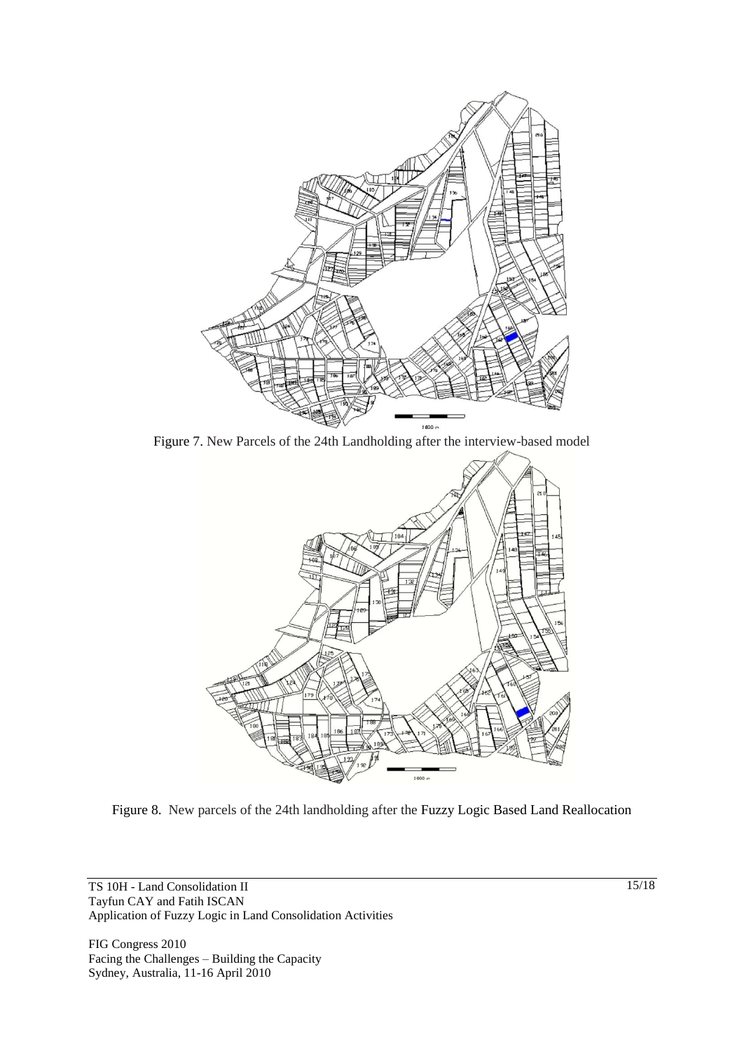Figure 7. New Parcels of the 24th Landholding after the interview-based model

Figure 8. New parcels of the 24th landholding after the Fuzzy Logic Based Land Reallocation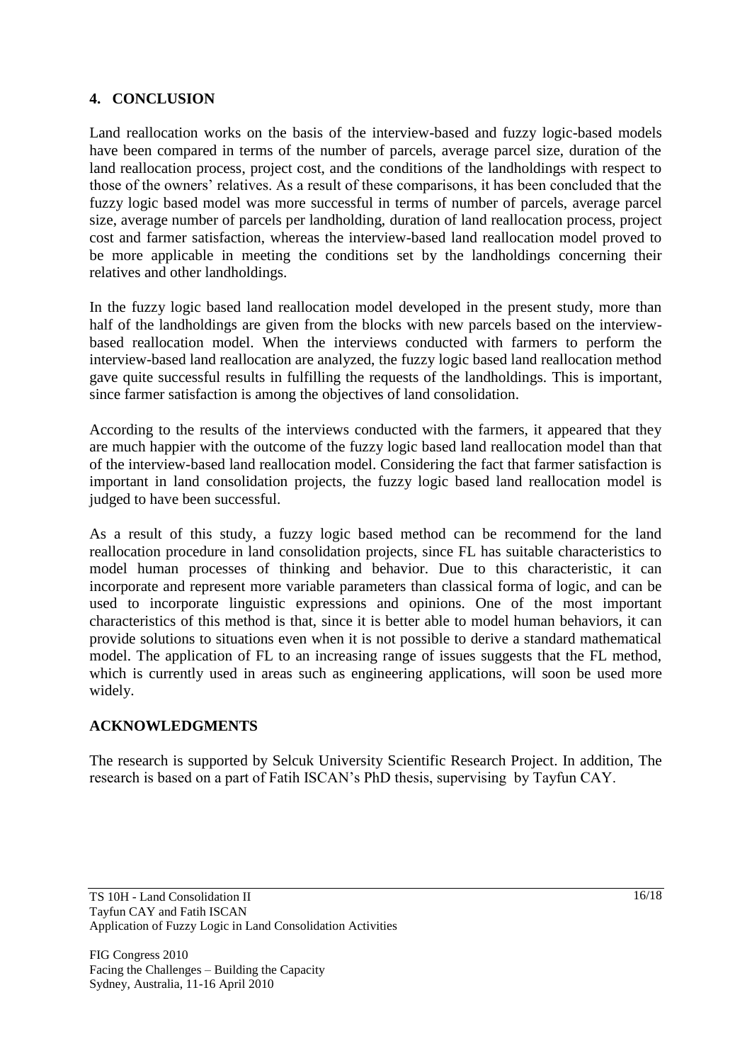## 4. CONCLUSION

Land reallocation works on the basis of the interview-based and fuzzy logic-based models have been compared in terms of the number of parcels, average parcel size, duration of the land reallocation process, project cost, and the conditions of the landholdings with respect to those of the owners' relatives. As a result of these comparisons, it has been concluded that the fuzzy logic based model was more successful in terms of number of parcels, average parcel size, average number of parcels per landholding, duration of land reallocation process, project cost and farmer satisfaction, whereas the interview-based land reallocation model proved to be more applicable in meeting the conditions set by the landholdings concerning their relatives and other landholdings.

In the fuzzy logic based land reallocation model developed in the present study, more than half of the landholdings are given from the blocks with new parcels based on the interview-based reallocation model. When the interviews conducted with farmers to perform the interview-based land reallocation are analyzed, the fuzzy logic based land reallocation method gave quite successful results in fulfilling the requests of the landholdings. This is important, since farmer satisfaction is among the objectives of land consolidation.

According to the results of the interviews conducted with the farmers, it appeared that they are much happier with the outcome of the fuzzy logic based land reallocation model than that of the interview-based land reallocation model. Considering the fact that farmer satisfaction is important in land consolidation projects, the fuzzy logic based land reallocation model is judged to have been successful.

As a result of this study, a fuzzy logic based method can be recommend for the land reallocation procedure in land consolidation projects, since FL has suitable characteristics to model human processes of thinking and behavior. Due to this characteristic, it can incorporate and represent more variable parameters than classical forma of logic, and can be used to incorporate linguistic expressions and opinions. One of the most important characteristics of this method is that, since it is better able to model human behaviors, it can provide solutions to situations even when it is not possible to derive a standard mathematical model. The application of FL to an increasing range of issues suggests that the FL method, which is currently used in areas such as engineering applications, will soon be used more widely.

## ACKNOWLEDGMENTS

The research is supported by Selcuk University Scientific Research Project. In addition, The research is based on a part of Fatih ISCAN's PhD thesis, supervising by Tayfun CAY.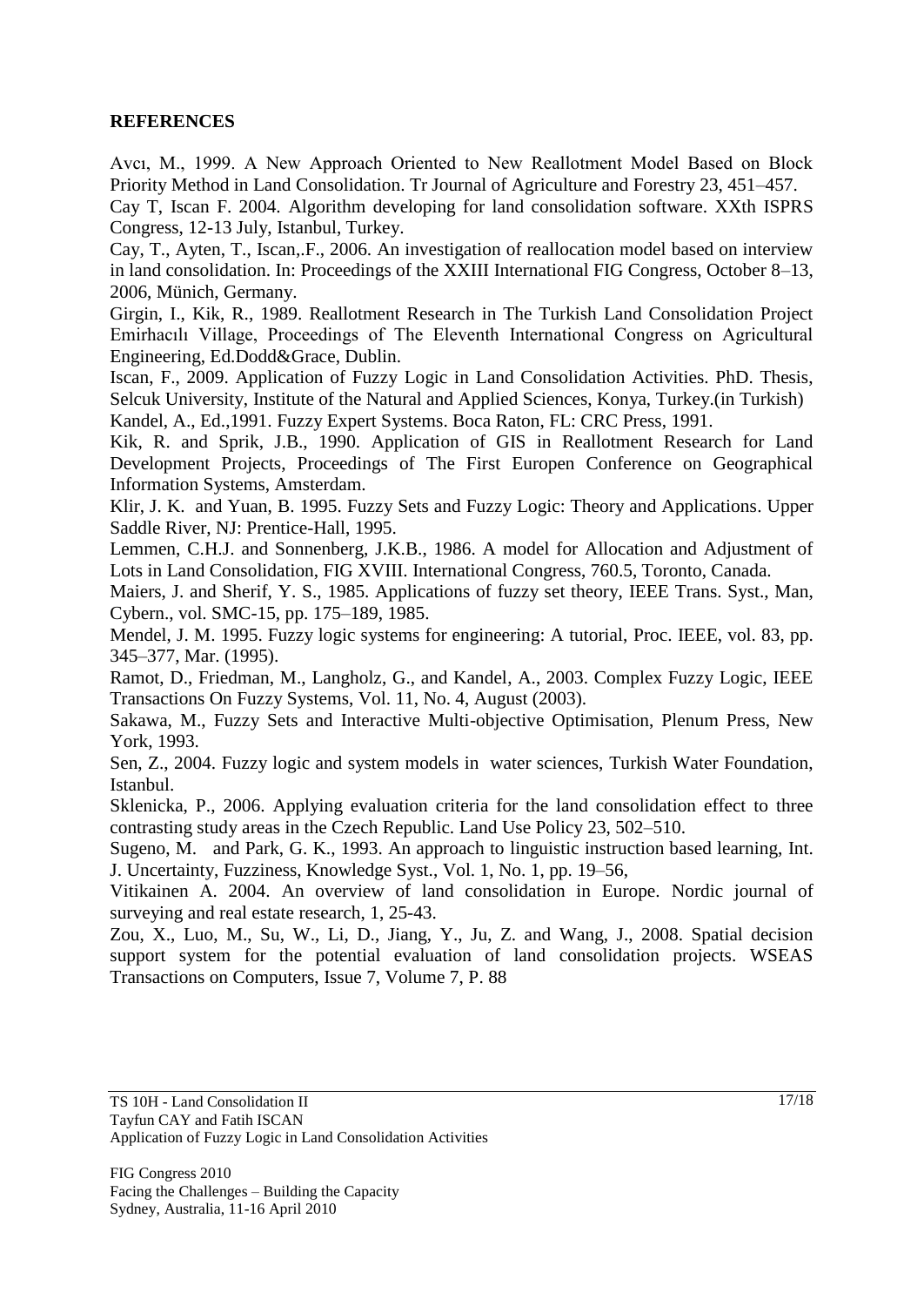## REFERENCES

Avcı, M., 1999. A New Approach Oriented to New Reallotment Model Based on Block Priority Method in Land Consolidation. Tr Journal of Agriculture and Forestry 23, 451–457.

Cay T, Iscan F. 2004. Algorithm developing for land consolidation software. XXth ISPRS Congress, 12-13 July, Istanbul, Turkey.

Cay, T., Ayten, T., Iscan,.F., 2006. An investigation of reallocation model based on interview in land consolidation. In: Proceedings of the XXIII International FIG Congress, October 8–13, 2006, Münich, Germany.

Girgin, I., Kik, R., 1989. Reallotment Research in The Turkish Land Consolidation Project Emirhacılı Village, Proceedings of The Eleventh International Congress on Agricultural Engineering, Ed.Dodd&Grace, Dublin.

Iscan, F., 2009. Application of Fuzzy Logic in Land Consolidation Activities. PhD. Thesis, Selcuk University, Institute of the Natural and Applied Sciences, Konya, Turkey.(in Turkish)

Kandel, A., Ed.,1991. Fuzzy Expert Systems. Boca Raton, FL: CRC Press, 1991.

Kik, R. and Sprik, J.B., 1990. Application of GIS in Reallotment Research for Land Development Projects, Proceedings of The First Europen Conference on Geographical Information Systems, Amsterdam.

Klir, J. K. and Yuan, B. 1995. Fuzzy Sets and Fuzzy Logic: Theory and Applications. Upper Saddle River, NJ: Prentice-Hall, 1995.

Lemmen, C.H.J. and Sonnenberg, J.K.B., 1986. A model for Allocation and Adjustment of Lots in Land Consolidation, FIG XVIII. International Congress, 760.5, Toronto, Canada.

Maiers, J. and Sherif, Y. S., 1985. Applications of fuzzy set theory, IEEE Trans. Syst., Man, Cybern., vol. SMC-15, pp. 175–189, 1985.

Mendel, J. M. 1995. Fuzzy logic systems for engineering: A tutorial, Proc. IEEE, vol. 83, pp. 345–377, Mar. (1995).

Ramot, D., Friedman, M., Langholz, G., and Kandel, A., 2003. Complex Fuzzy Logic, IEEE Transactions On Fuzzy Systems, Vol. 11, No. 4, August (2003).

Sakawa, M., Fuzzy Sets and Interactive Multi-objective Optimisation, Plenum Press, New York, 1993.

Sen, Z., 2004. Fuzzy logic and system models in water sciences, Turkish Water Foundation, Istanbul.

Sklenicka, P., 2006. Applying evaluation criteria for the land consolidation effect to three contrasting study areas in the Czech Republic. Land Use Policy 23, 502–510.

Sugeno, M. and Park, G. K., 1993. An approach to linguistic instruction based learning, Int. J. Uncertainty, Fuzziness, Knowledge Syst., Vol. 1, No. 1, pp. 19–56,

Vitikainen A. 2004. An overview of land consolidation in Europe. Nordic journal of surveying and real estate research, 1, 25-43.

Zou, X., Luo, M., Su, W., Li, D., Jiang, Y., Ju, Z. and Wang, J., 2008. Spatial decision support system for the potential evaluation of land consolidation projects. WSEAS Transactions on Computers, Issue 7, Volume 7, P. 88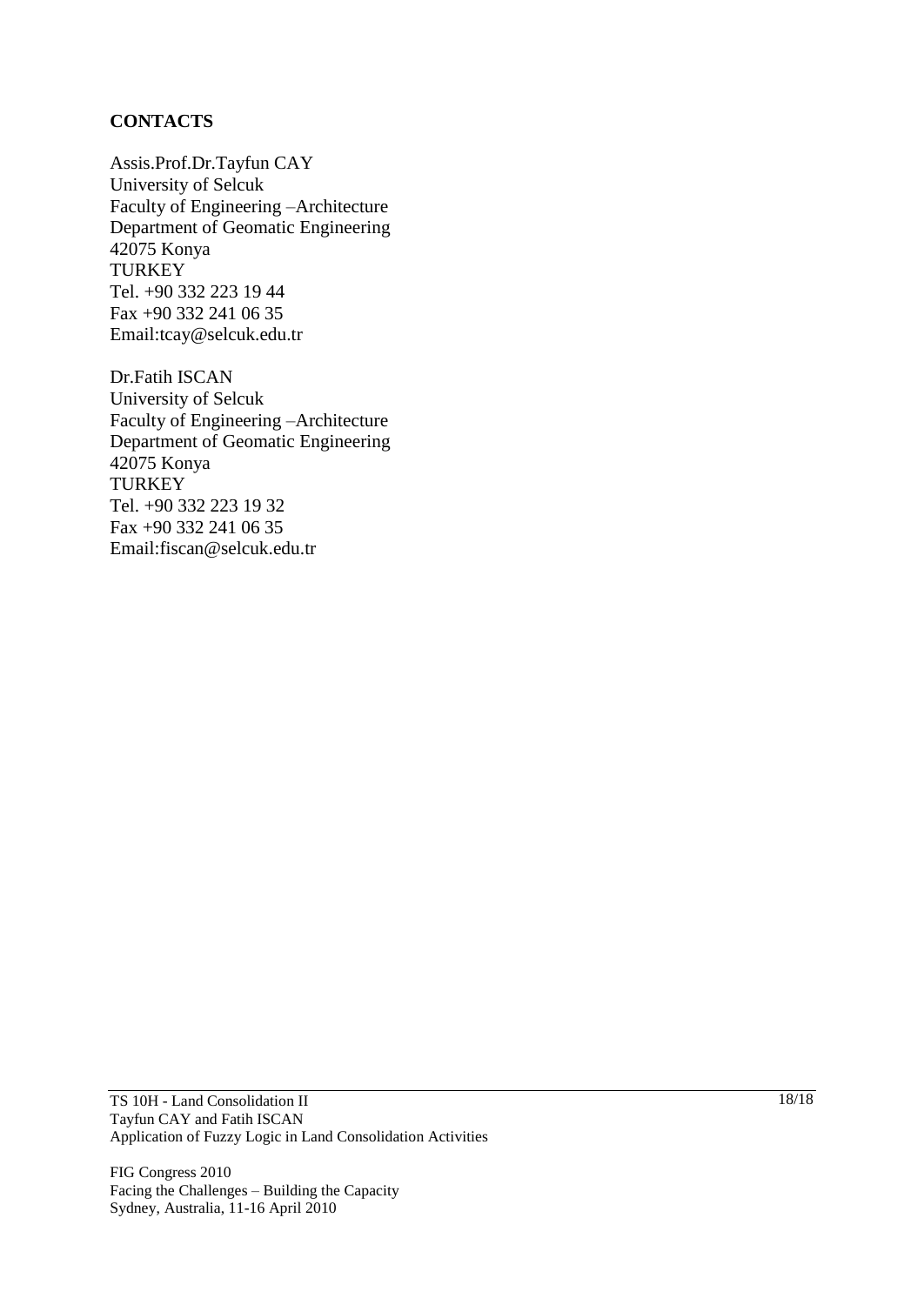### CONTACTS

Assis.Prof.Dr.Tayfun CAY
University of Selcuk
Faculty of Engineering –Architecture
Department of Geomatic Engineering
42075 Konya
TURKEY
Tel. +90 332 223 19 44
Fax +90 332 241 06 35
Email:tcay@selcuk.edu.tr

Dr.Fatih ISCAN
University of Selcuk
Faculty of Engineering –Architecture
Department of Geomatic Engineering
42075 Konya
TURKEY
Tel. +90 332 223 19 32
Fax +90 332 241 06 35
Email:fiscan@selcuk.edu.tr